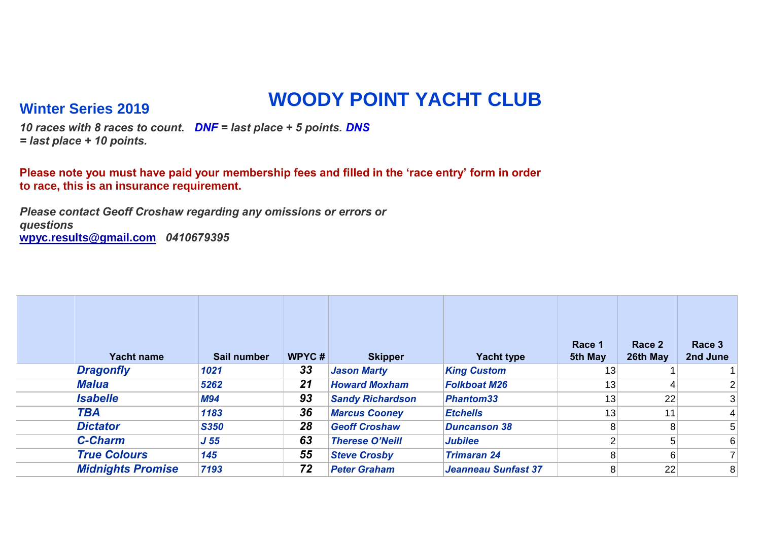# WOODY POINT YACHT CLUB

## Winter Series 2019

***10 races with 8 races to count. DNF = last place + 5 points. DNS = last place + 10 points.***

**Please note you must have paid your membership fees and filled in the 'race entry' form in order to race, this is an insurance requirement.**

***Please contact Geoff Croshaw regarding any omissions or errors or questions***
**wpyc.results@gmail.com** ***0410679395***

| | Yacht name | Sail number | WPYC # | Skipper | Yacht type | Race 1 5th May | Race 2 26th May | Race 3 2nd June |
|---|---|---|---|---|---|---|---|---|
| | *Dragonfly* | *1021* | *33* | *Jason Marty* | *King Custom* | 13 | 1 | 1 |
| | *Malua* | *5262* | *21* | *Howard Moxham* | *Folkboat M26* | 13 | 4 | 2 |
| | *Isabelle* | *M94* | *93* | *Sandy Richardson* | *Phantom33* | 13 | 22 | 3 |
| | *TBA* | *1183* | *36* | *Marcus Cooney* | *Etchells* | 13 | 11 | 4 |
| | *Dictator* | *S350* | *28* | *Geoff Croshaw* | *Duncanson 38* | 8 | 8 | 5 |
| | *C-Charm* | *J 55* | *63* | *Therese O'Neill* | *Jubilee* | 2 | 5 | 6 |
| | *True Colours* | *145* | *55* | *Steve Crosby* | *Trimaran 24* | 8 | 6 | 7 |
| | *Midnights Promise* | *7193* | *72* | *Peter Graham* | *Jeanneau Sunfast 37* | 8 | 22 | 8 |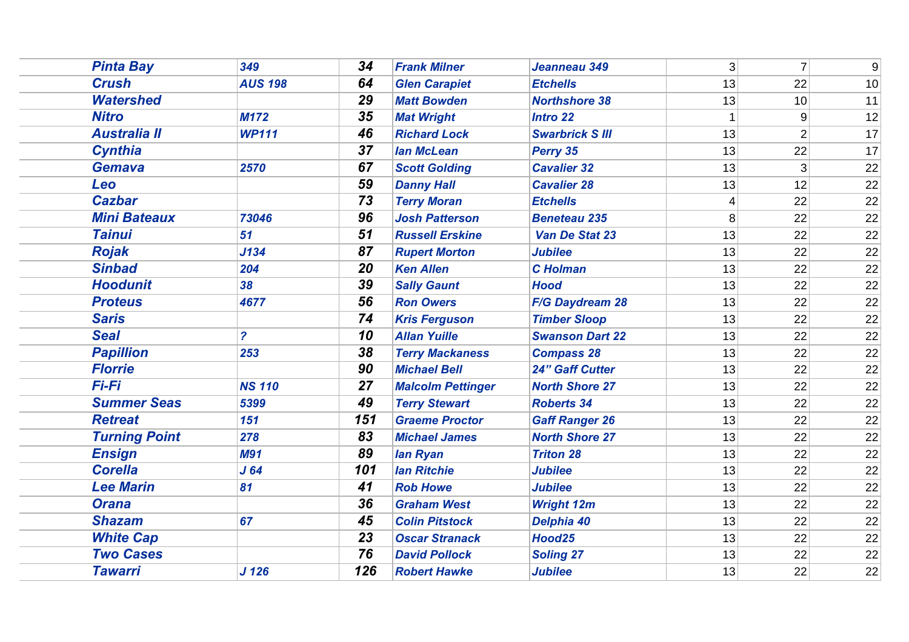| | | | | | | | |
|---|---|---|---|---|---|---|---|
| *Pinta Bay* | *349* | *34* | *Frank Milner* | *Jeanneau 349* | 3 | 7 | 9 |
| *Crush* | *AUS 198* | *64* | *Glen Carapiet* | *Etchells* | 13 | 22 | 10 |
| *Watershed* | | *29* | *Matt Bowden* | *Northshore 38* | 13 | 10 | 11 |
| *Nitro* | *M172* | *35* | *Mat Wright* | *Intro 22* | 1 | 9 | 12 |
| *Australia II* | *WP111* | *46* | *Richard Lock* | *Swarbrick S III* | 13 | 2 | 17 |
| *Cynthia* | | *37* | *Ian McLean* | *Perry 35* | 13 | 22 | 17 |
| *Gemava* | *2570* | *67* | *Scott Golding* | *Cavalier 32* | 13 | 3 | 22 |
| *Leo* | | *59* | *Danny Hall* | *Cavalier 28* | 13 | 12 | 22 |
| *Cazbar* | | *73* | *Terry Moran* | *Etchells* | 4 | 22 | 22 |
| *Mini Bateaux* | *73046* | *96* | *Josh Patterson* | *Beneteau 235* | 8 | 22 | 22 |
| *Tainui* | *51* | *51* | *Russell Erskine* | *Van De Stat 23* | 13 | 22 | 22 |
| *Rojak* | *J134* | *87* | *Rupert Morton* | *Jubilee* | 13 | 22 | 22 |
| *Sinbad* | *204* | *20* | *Ken Allen* | *C Holman* | 13 | 22 | 22 |
| *Hoodunit* | *38* | *39* | *Sally Gaunt* | *Hood* | 13 | 22 | 22 |
| *Proteus* | *4677* | *56* | *Ron Owers* | *F/G Daydream 28* | 13 | 22 | 22 |
| *Saris* | | *74* | *Kris Ferguson* | *Timber Sloop* | 13 | 22 | 22 |
| *Seal* | *?* | *10* | *Allan Yuille* | *Swanson Dart 22* | 13 | 22 | 22 |
| *Papillion* | *253* | *38* | *Terry Mackaness* | *Compass 28* | 13 | 22 | 22 |
| *Florrie* | | *90* | *Michael Bell* | *24" Gaff Cutter* | 13 | 22 | 22 |
| *Fi-Fi* | *NS 110* | *27* | *Malcolm Pettinger* | *North Shore 27* | 13 | 22 | 22 |
| *Summer Seas* | *5399* | *49* | *Terry Stewart* | *Roberts 34* | 13 | 22 | 22 |
| *Retreat* | *151* | *151* | *Graeme Proctor* | *Gaff Ranger 26* | 13 | 22 | 22 |
| *Turning Point* | *278* | *83* | *Michael James* | *North Shore 27* | 13 | 22 | 22 |
| *Ensign* | *M91* | *89* | *Ian Ryan* | *Triton 28* | 13 | 22 | 22 |
| *Corella* | *J 64* | *101* | *Ian Ritchie* | *Jubilee* | 13 | 22 | 22 |
| *Lee Marin* | *81* | *41* | *Rob Howe* | *Jubilee* | 13 | 22 | 22 |
| *Orana* | | *36* | *Graham West* | *Wright 12m* | 13 | 22 | 22 |
| *Shazam* | *67* | *45* | *Colin Pitstock* | *Delphia 40* | 13 | 22 | 22 |
| *White Cap* | | *23* | *Oscar Stranack* | *Hood25* | 13 | 22 | 22 |
| *Two Cases* | | *76* | *David Pollock* | *Soling 27* | 13 | 22 | 22 |
| *Tawarri* | *J 126* | *126* | *Robert Hawke* | *Jubilee* | 13 | 22 | 22 |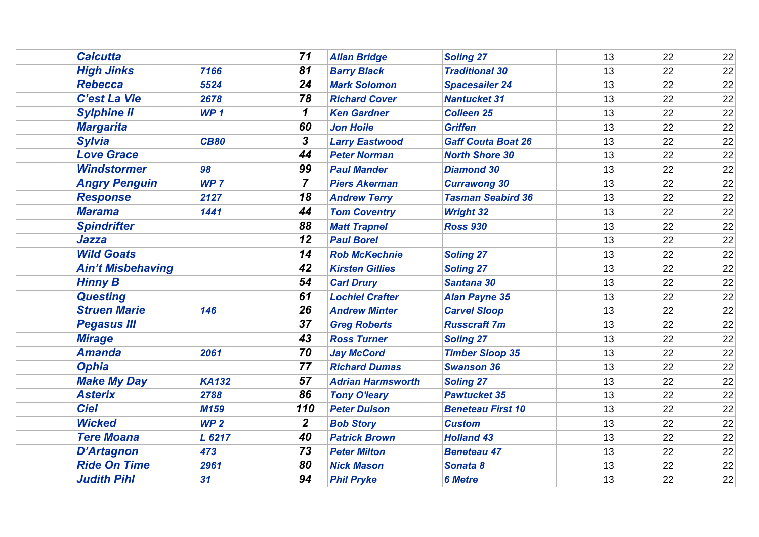| | | | | | | | | |
|---|---|---|---|---|---|---|---|---|
| | ***Calcutta*** | | ***71*** | ***Allan Bridge*** | ***Soling 27*** | 13 | 22 | 22 |
| | ***High Jinks*** | ***7166*** | ***81*** | ***Barry Black*** | ***Traditional 30*** | 13 | 22 | 22 |
| | ***Rebecca*** | ***5524*** | ***24*** | ***Mark Solomon*** | ***Spacesailer 24*** | 13 | 22 | 22 |
| | ***C'est La Vie*** | ***2678*** | ***78*** | ***Richard Cover*** | ***Nantucket 31*** | 13 | 22 | 22 |
| | ***Sylphine II*** | ***WP 1*** | ***1*** | ***Ken Gardner*** | ***Colleen 25*** | 13 | 22 | 22 |
| | ***Margarita*** | | ***60*** | ***Jon Hoile*** | ***Griffen*** | 13 | 22 | 22 |
| | ***Sylvia*** | ***CB80*** | ***3*** | ***Larry Eastwood*** | ***Gaff Couta Boat 26*** | 13 | 22 | 22 |
| | ***Love Grace*** | | ***44*** | ***Peter Norman*** | ***North Shore 30*** | 13 | 22 | 22 |
| | ***Windstormer*** | ***98*** | ***99*** | ***Paul Mander*** | ***Diamond 30*** | 13 | 22 | 22 |
| | ***Angry Penguin*** | ***WP 7*** | ***7*** | ***Piers Akerman*** | ***Currawong 30*** | 13 | 22 | 22 |
| | ***Response*** | ***2127*** | ***18*** | ***Andrew Terry*** | ***Tasman Seabird 36*** | 13 | 22 | 22 |
| | ***Marama*** | ***1441*** | ***44*** | ***Tom Coventry*** | ***Wright 32*** | 13 | 22 | 22 |
| | ***Spindrifter*** | | ***88*** | ***Matt Trapnel*** | ***Ross 930*** | 13 | 22 | 22 |
| | ***Jazza*** | | ***12*** | ***Paul Borel*** | | 13 | 22 | 22 |
| | ***Wild Goats*** | | ***14*** | ***Rob McKechnie*** | ***Soling 27*** | 13 | 22 | 22 |
| | ***Ain't Misbehaving*** | | ***42*** | ***Kirsten Gillies*** | ***Soling 27*** | 13 | 22 | 22 |
| | ***Hinny B*** | | ***54*** | ***Carl Drury*** | ***Santana 30*** | 13 | 22 | 22 |
| | ***Questing*** | | ***61*** | ***Lochiel Crafter*** | ***Alan Payne 35*** | 13 | 22 | 22 |
| | ***Struen Marie*** | ***146*** | ***26*** | ***Andrew Minter*** | ***Carvel Sloop*** | 13 | 22 | 22 |
| | ***Pegasus III*** | | ***37*** | ***Greg Roberts*** | ***Russcraft 7m*** | 13 | 22 | 22 |
| | ***Mirage*** | | ***43*** | ***Ross Turner*** | ***Soling 27*** | 13 | 22 | 22 |
| | ***Amanda*** | ***2061*** | ***70*** | ***Jay McCord*** | ***Timber Sloop 35*** | 13 | 22 | 22 |
| | ***Ophia*** | | ***77*** | ***Richard Dumas*** | ***Swanson 36*** | 13 | 22 | 22 |
| | ***Make My Day*** | ***KA132*** | ***57*** | ***Adrian Harmsworth*** | ***Soling 27*** | 13 | 22 | 22 |
| | ***Asterix*** | ***2788*** | ***86*** | ***Tony O'leary*** | ***Pawtucket 35*** | 13 | 22 | 22 |
| | ***Ciel*** | ***M159*** | ***110*** | ***Peter Dulson*** | ***Beneteau First 10*** | 13 | 22 | 22 |
| | ***Wicked*** | ***WP 2*** | ***2*** | ***Bob Story*** | ***Custom*** | 13 | 22 | 22 |
| | ***Tere Moana*** | ***L 6217*** | ***40*** | ***Patrick Brown*** | ***Holland 43*** | 13 | 22 | 22 |
| | ***D'Artagnon*** | ***473*** | ***73*** | ***Peter Milton*** | ***Beneteau 47*** | 13 | 22 | 22 |
| | ***Ride On Time*** | ***2961*** | ***80*** | ***Nick Mason*** | ***Sonata 8*** | 13 | 22 | 22 |
| | ***Judith Pihl*** | ***31*** | ***94*** | ***Phil Pryke*** | ***6 Metre*** | 13 | 22 | 22 |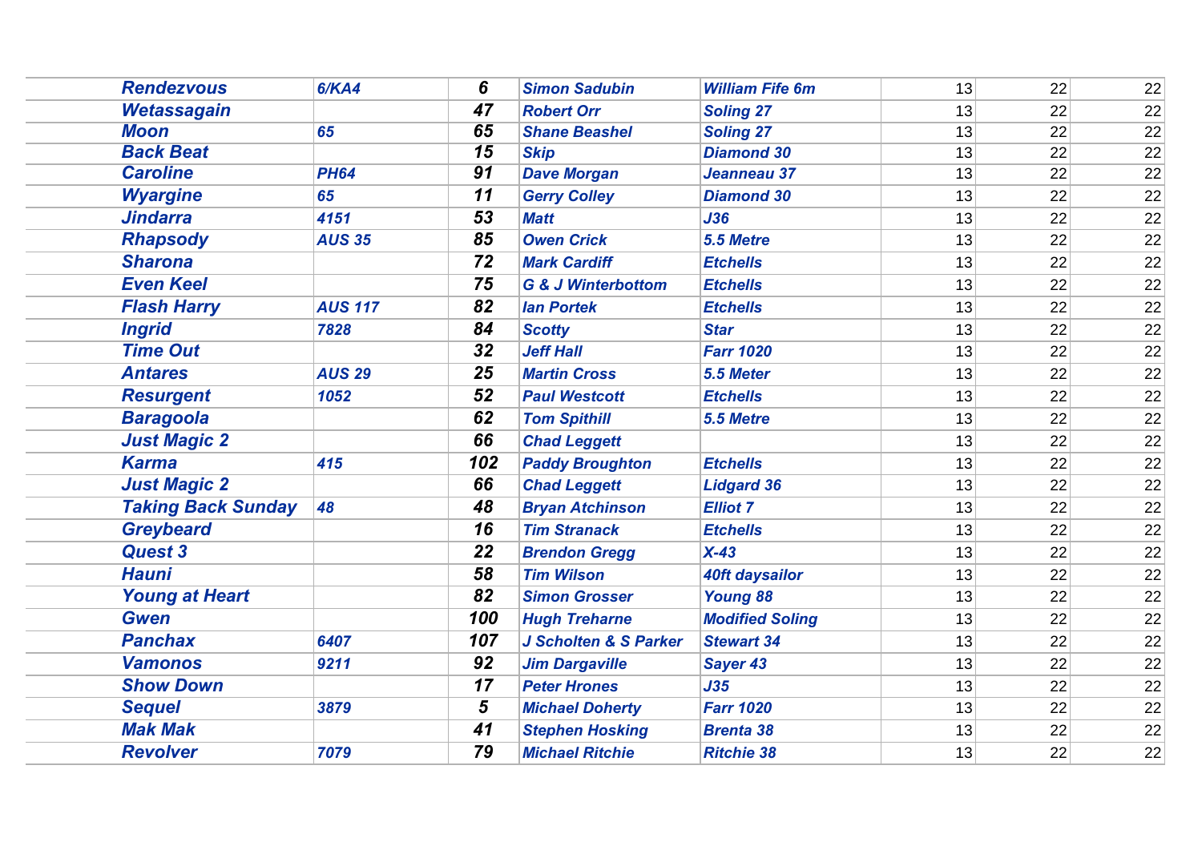| | | | | | | | |
|---|---|---|---|---|---|---|---|
| ***Rendezvous*** | ***6/KA4*** | ***6*** | ***Simon Sadubin*** | ***William Fife 6m*** | 13 | 22 | 22 |
| ***Wetassagain*** | | ***47*** | ***Robert Orr*** | ***Soling 27*** | 13 | 22 | 22 |
| ***Moon*** | ***65*** | ***65*** | ***Shane Beashel*** | ***Soling 27*** | 13 | 22 | 22 |
| ***Back Beat*** | | ***15*** | ***Skip*** | ***Diamond 30*** | 13 | 22 | 22 |
| ***Caroline*** | ***PH64*** | ***91*** | ***Dave Morgan*** | ***Jeanneau 37*** | 13 | 22 | 22 |
| ***Wyargine*** | ***65*** | ***11*** | ***Gerry Colley*** | ***Diamond 30*** | 13 | 22 | 22 |
| ***Jindarra*** | ***4151*** | ***53*** | ***Matt*** | ***J36*** | 13 | 22 | 22 |
| ***Rhapsody*** | ***AUS 35*** | ***85*** | ***Owen Crick*** | ***5.5 Metre*** | 13 | 22 | 22 |
| ***Sharona*** | | ***72*** | ***Mark Cardiff*** | ***Etchells*** | 13 | 22 | 22 |
| ***Even Keel*** | | ***75*** | ***G & J Winterbottom*** | ***Etchells*** | 13 | 22 | 22 |
| ***Flash Harry*** | ***AUS 117*** | ***82*** | ***Ian Portek*** | ***Etchells*** | 13 | 22 | 22 |
| ***Ingrid*** | ***7828*** | ***84*** | ***Scotty*** | ***Star*** | 13 | 22 | 22 |
| ***Time Out*** | | ***32*** | ***Jeff Hall*** | ***Farr 1020*** | 13 | 22 | 22 |
| ***Antares*** | ***AUS 29*** | ***25*** | ***Martin Cross*** | ***5.5 Meter*** | 13 | 22 | 22 |
| ***Resurgent*** | ***1052*** | ***52*** | ***Paul Westcott*** | ***Etchells*** | 13 | 22 | 22 |
| ***Baragoola*** | | ***62*** | ***Tom Spithill*** | ***5.5 Metre*** | 13 | 22 | 22 |
| ***Just Magic 2*** | | ***66*** | ***Chad Leggett*** | | 13 | 22 | 22 |
| ***Karma*** | ***415*** | ***102*** | ***Paddy Broughton*** | ***Etchells*** | 13 | 22 | 22 |
| ***Just Magic 2*** | | ***66*** | ***Chad Leggett*** | ***Lidgard 36*** | 13 | 22 | 22 |
| ***Taking Back Sunday*** | ***48*** | ***48*** | ***Bryan Atchinson*** | ***Elliot 7*** | 13 | 22 | 22 |
| ***Greybeard*** | | ***16*** | ***Tim Stranack*** | ***Etchells*** | 13 | 22 | 22 |
| ***Quest 3*** | | ***22*** | ***Brendon Gregg*** | ***X-43*** | 13 | 22 | 22 |
| ***Hauni*** | | ***58*** | ***Tim Wilson*** | ***40ft daysailor*** | 13 | 22 | 22 |
| ***Young at Heart*** | | ***82*** | ***Simon Grosser*** | ***Young 88*** | 13 | 22 | 22 |
| ***Gwen*** | | ***100*** | ***Hugh Treharne*** | ***Modified Soling*** | 13 | 22 | 22 |
| ***Panchax*** | ***6407*** | ***107*** | ***J Scholten & S Parker*** | ***Stewart 34*** | 13 | 22 | 22 |
| ***Vamonos*** | ***9211*** | ***92*** | ***Jim Dargaville*** | ***Sayer 43*** | 13 | 22 | 22 |
| ***Show Down*** | | ***17*** | ***Peter Hrones*** | ***J35*** | 13 | 22 | 22 |
| ***Sequel*** | ***3879*** | ***5*** | ***Michael Doherty*** | ***Farr 1020*** | 13 | 22 | 22 |
| ***Mak Mak*** | | ***41*** | ***Stephen Hosking*** | ***Brenta 38*** | 13 | 22 | 22 |
| ***Revolver*** | ***7079*** | ***79*** | ***Michael Ritchie*** | ***Ritchie 38*** | 13 | 22 | 22 |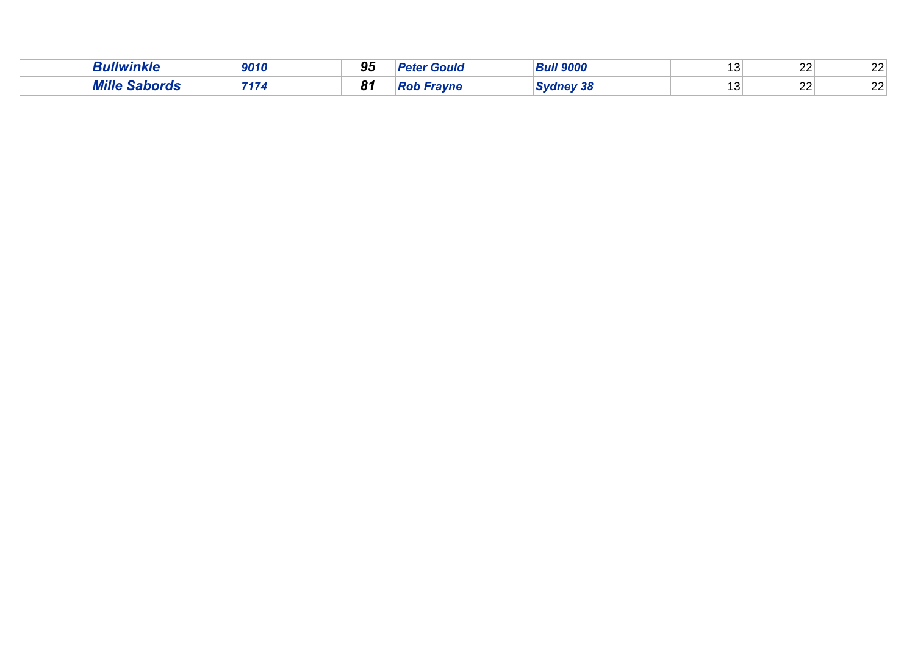| | | | | | | | |
|---|---|---|---|---|---|---|---|
| ***Bullwinkle*** | ***9010*** | ***95*** | ***Peter Gould*** | ***Bull 9000*** | 13 | 22 | 22 |
| ***Mille Sabords*** | ***7174*** | ***81*** | ***Rob Frayne*** | ***Sydney 38*** | 13 | 22 | 22 |